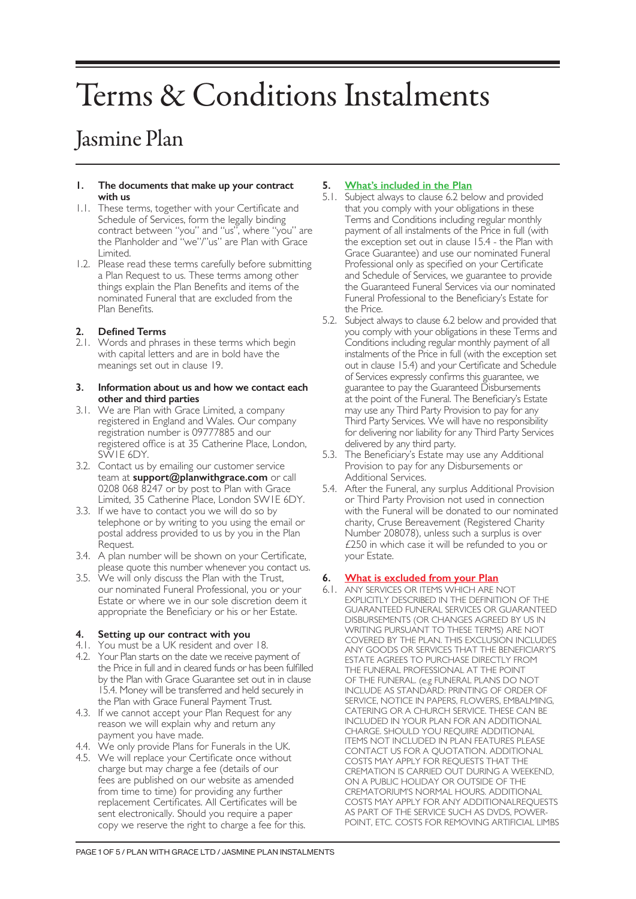# Terms & Conditions Instalments

## Jasmine Plan

**1. The documents that make up your contract with us**

1.1. These terms, together with your Certificate and Schedule of Services, form the legally binding contract between "you" and "us", where "you" are the Planholder and "we"/"us" are Plan with Grace Limited.

1.2. Please read these terms carefully before submitting a Plan Request to us. These terms among other things explain the Plan Benefits and items of the nominated Funeral that are excluded from the Plan Benefits.

**2. Defined Terms**

2.1. Words and phrases in these terms which begin with capital letters and are in bold have the meanings set out in clause 19.

**3. Information about us and how we contact each other and third parties**

3.1. We are Plan with Grace Limited, a company registered in England and Wales. Our company registration number is 09777885 and our registered office is at 35 Catherine Place, London, SW1E 6DY.

3.2. Contact us by emailing our customer service team at **support@planwithgrace.com** or call 0208 068 8247 or by post to Plan with Grace Limited, 35 Catherine Place, London SW1E 6DY.

3.3. If we have to contact you we will do so by telephone or by writing to you using the email or postal address provided to us by you in the Plan Request.

3.4. A plan number will be shown on your Certificate, please quote this number whenever you contact us.

3.5. We will only discuss the Plan with the Trust, our nominated Funeral Professional, you or your Estate or where we in our sole discretion deem it appropriate the Beneficiary or his or her Estate.

**4. Setting up our contract with you**

4.1. You must be a UK resident and over 18.

4.2. Your Plan starts on the date we receive payment of the Price in full and in cleared funds or has been fulfilled by the Plan with Grace Guarantee set out in in clause 15.4. Money will be transferred and held securely in the Plan with Grace Funeral Payment Trust.

4.3. If we cannot accept your Plan Request for any reason we will explain why and return any payment you have made.

4.4. We only provide Plans for Funerals in the UK.

4.5. We will replace your Certificate once without charge but may charge a fee (details of our fees are published on our website as amended from time to time) for providing any further replacement Certificates. All Certificates will be sent electronically. Should you require a paper copy we reserve the right to charge a fee for this.

**5. What's included in the Plan**

5.1. Subject always to clause 6.2 below and provided that you comply with your obligations in these Terms and Conditions including regular monthly payment of all instalments of the Price in full (with the exception set out in clause 15.4 - the Plan with Grace Guarantee) and use our nominated Funeral Professional only as specified on your Certificate and Schedule of Services, we guarantee to provide the Guaranteed Funeral Services via our nominated Funeral Professional to the Beneficiary's Estate for the Price.

5.2. Subject always to clause 6.2 below and provided that you comply with your obligations in these Terms and Conditions including regular monthly payment of all instalments of the Price in full (with the exception set out in clause 15.4) and your Certificate and Schedule of Services expressly confirms this guarantee, we guarantee to pay the Guaranteed Disbursements at the point of the Funeral. The Beneficiary's Estate may use any Third Party Provision to pay for any Third Party Services. We will have no responsibility for delivering nor liability for any Third Party Services delivered by any third party.

5.3. The Beneficiary's Estate may use any Additional Provision to pay for any Disbursements or Additional Services.

5.4. After the Funeral, any surplus Additional Provision or Third Party Provision not used in connection with the Funeral will be donated to our nominated charity, Cruse Bereavement (Registered Charity Number 208078), unless such a surplus is over £250 in which case it will be refunded to you or your Estate.

**6. What is excluded from your Plan**

6.1. ANY SERVICES OR ITEMS WHICH ARE NOT EXPLICITLY DESCRIBED IN THE DEFINITION OF THE GUARANTEED FUNERAL SERVICES OR GUARANTEED DISBURSEMENTS (OR CHANGES AGREED BY US IN WRITING PURSUANT TO THESE TERMS) ARE NOT COVERED BY THE PLAN. THIS EXCLUSION INCLUDES ANY GOODS OR SERVICES THAT THE BENEFICIARY'S ESTATE AGREES TO PURCHASE DIRECTLY FROM THE FUNERAL PROFESSIONAL AT THE POINT OF THE FUNERAL. (e.g FUNERAL PLANS DO NOT INCLUDE AS STANDARD: PRINTING OF ORDER OF SERVICE, NOTICE IN PAPERS, FLOWERS, EMBALMING, CATERING OR A CHURCH SERVICE. THESE CAN BE INCLUDED IN YOUR PLAN FOR AN ADDITIONAL CHARGE. SHOULD YOU REQUIRE ADDITIONAL ITEMS NOT INCLUDED IN PLAN FEATURES PLEASE CONTACT US FOR A QUOTATION. ADDITIONAL COSTS MAY APPLY FOR REQUESTS THAT THE CREMATION IS CARRIED OUT DURING A WEEKEND, ON A PUBLIC HOLIDAY OR OUTSIDE OF THE CREMATORIUM'S NORMAL HOURS. ADDITIONAL COSTS MAY APPLY FOR ANY ADDITIONALREQUESTS AS PART OF THE SERVICE SUCH AS DVDS, POWER-POINT, ETC. COSTS FOR REMOVING ARTIFICIAL LIMBS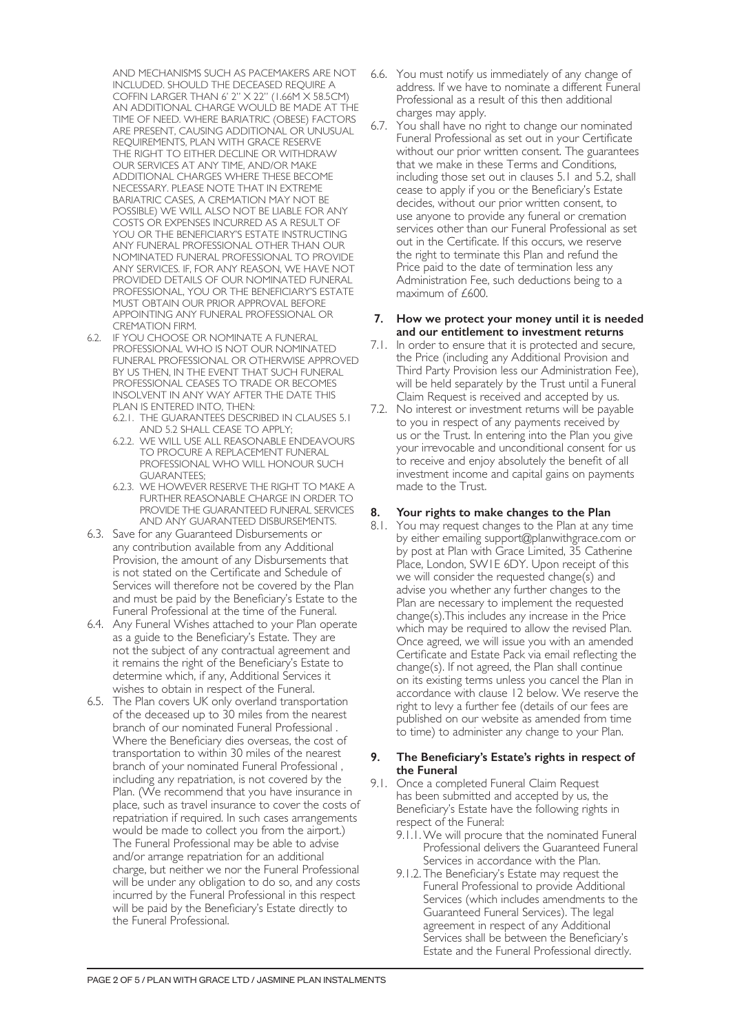AND MECHANISMS SUCH AS PACEMAKERS ARE NOT INCLUDED. SHOULD THE DECEASED REQUIRE A COFFIN LARGER THAN 6' 2" X 22" (1.66M X 58.5CM) AN ADDITIONAL CHARGE WOULD BE MADE AT THE TIME OF NEED. WHERE BARIATRIC (OBESE) FACTORS ARE PRESENT, CAUSING ADDITIONAL OR UNUSUAL REQUIREMENTS, PLAN WITH GRACE RESERVE THE RIGHT TO EITHER DECLINE OR WITHDRAW OUR SERVICES AT ANY TIME, AND/OR MAKE ADDITIONAL CHARGES WHERE THESE BECOME NECESSARY. PLEASE NOTE THAT IN EXTREME BARIATRIC CASES, A CREMATION MAY NOT BE POSSIBLE) WE WILL ALSO NOT BE LIABLE FOR ANY COSTS OR EXPENSES INCURRED AS A RESULT OF YOU OR THE BENEFICIARY'S ESTATE INSTRUCTING ANY FUNERAL PROFESSIONAL OTHER THAN OUR NOMINATED FUNERAL PROFESSIONAL TO PROVIDE ANY SERVICES. IF, FOR ANY REASON, WE HAVE NOT PROVIDED DETAILS OF OUR NOMINATED FUNERAL PROFESSIONAL, YOU OR THE BENEFICIARY'S ESTATE MUST OBTAIN OUR PRIOR APPROVAL BEFORE APPOINTING ANY FUNERAL PROFESSIONAL OR CREMATION FIRM.

6.2. IF YOU CHOOSE OR NOMINATE A FUNERAL PROFESSIONAL WHO IS NOT OUR NOMINATED FUNERAL PROFESSIONAL OR OTHERWISE APPROVED BY US THEN, IN THE EVENT THAT SUCH FUNERAL PROFESSIONAL CEASES TO TRADE OR BECOMES INSOLVENT IN ANY WAY AFTER THE DATE THIS PLAN IS ENTERED INTO, THEN:
   - 6.2.1. THE GUARANTEES DESCRIBED IN CLAUSES 5.1 AND 5.2 SHALL CEASE TO APPLY;
   - 6.2.2. WE WILL USE ALL REASONABLE ENDEAVOURS TO PROCURE A REPLACEMENT FUNERAL PROFESSIONAL WHO WILL HONOUR SUCH GUARANTEES;
   - 6.2.3. WE HOWEVER RESERVE THE RIGHT TO MAKE A FURTHER REASONABLE CHARGE IN ORDER TO PROVIDE THE GUARANTEED FUNERAL SERVICES AND ANY GUARANTEED DISBURSEMENTS.

6.3. Save for any Guaranteed Disbursements or any contribution available from any Additional Provision, the amount of any Disbursements that is not stated on the Certificate and Schedule of Services will therefore not be covered by the Plan and must be paid by the Beneficiary's Estate to the Funeral Professional at the time of the Funeral.

6.4. Any Funeral Wishes attached to your Plan operate as a guide to the Beneficiary's Estate. They are not the subject of any contractual agreement and it remains the right of the Beneficiary's Estate to determine which, if any, Additional Services it wishes to obtain in respect of the Funeral.

6.5. The Plan covers UK only overland transportation of the deceased up to 30 miles from the nearest branch of our nominated Funeral Professional . Where the Beneficiary dies overseas, the cost of transportation to within 30 miles of the nearest branch of your nominated Funeral Professional , including any repatriation, is not covered by the Plan. (We recommend that you have insurance in place, such as travel insurance to cover the costs of repatriation if required. In such cases arrangements would be made to collect you from the airport.) The Funeral Professional may be able to advise and/or arrange repatriation for an additional charge, but neither we nor the Funeral Professional will be under any obligation to do so, and any costs incurred by the Funeral Professional in this respect will be paid by the Beneficiary's Estate directly to the Funeral Professional.

6.6. You must notify us immediately of any change of address. If we have to nominate a different Funeral Professional as a result of this then additional charges may apply.

6.7. You shall have no right to change our nominated Funeral Professional as set out in your Certificate without our prior written consent. The guarantees that we make in these Terms and Conditions, including those set out in clauses 5.1 and 5.2, shall cease to apply if you or the Beneficiary's Estate decides, without our prior written consent, to use anyone to provide any funeral or cremation services other than our Funeral Professional as set out in the Certificate. If this occurs, we reserve the right to terminate this Plan and refund the Price paid to the date of termination less any Administration Fee, such deductions being to a maximum of £600.

## 7. How we protect your money until it is needed and our entitlement to investment returns

7.1. In order to ensure that it is protected and secure, the Price (including any Additional Provision and Third Party Provision less our Administration Fee), will be held separately by the Trust until a Funeral Claim Request is received and accepted by us.

7.2. No interest or investment returns will be payable to you in respect of any payments received by us or the Trust. In entering into the Plan you give your irrevocable and unconditional consent for us to receive and enjoy absolutely the benefit of all investment income and capital gains on payments made to the Trust.

## 8. Your rights to make changes to the Plan

8.1. You may request changes to the Plan at any time by either emailing support@planwithgrace.com or by post at Plan with Grace Limited, 35 Catherine Place, London, SW1E 6DY. Upon receipt of this we will consider the requested change(s) and advise you whether any further changes to the Plan are necessary to implement the requested change(s).This includes any increase in the Price which may be required to allow the revised Plan. Once agreed, we will issue you with an amended Certificate and Estate Pack via email reflecting the change(s). If not agreed, the Plan shall continue on its existing terms unless you cancel the Plan in accordance with clause 12 below. We reserve the right to levy a further fee (details of our fees are published on our website as amended from time to time) to administer any change to your Plan.

## 9. The Beneficiary's Estate's rights in respect of the Funeral

9.1. Once a completed Funeral Claim Request has been submitted and accepted by us, the Beneficiary's Estate have the following rights in respect of the Funeral:
   - 9.1.1. We will procure that the nominated Funeral Professional delivers the Guaranteed Funeral Services in accordance with the Plan.
   - 9.1.2. The Beneficiary's Estate may request the Funeral Professional to provide Additional Services (which includes amendments to the Guaranteed Funeral Services). The legal agreement in respect of any Additional Services shall be between the Beneficiary's Estate and the Funeral Professional directly.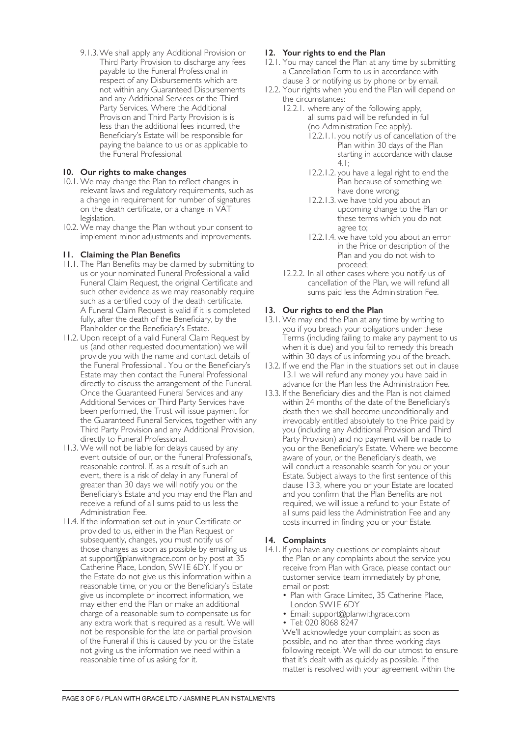9.1.3. We shall apply any Additional Provision or Third Party Provision to discharge any fees payable to the Funeral Professional in respect of any Disbursements which are not within any Guaranteed Disbursements and any Additional Services or the Third Party Services. Where the Additional Provision and Third Party Provision is is less than the additional fees incurred, the Beneficiary's Estate will be responsible for paying the balance to us or as applicable to the Funeral Professional.

## 10. Our rights to make changes

10.1. We may change the Plan to reflect changes in relevant laws and regulatory requirements, such as a change in requirement for number of signatures on the death certificate, or a change in VAT legislation.

10.2. We may change the Plan without your consent to implement minor adjustments and improvements.

## 11. Claiming the Plan Benefits

11.1. The Plan Benefits may be claimed by submitting to us or your nominated Funeral Professional a valid Funeral Claim Request, the original Certificate and such other evidence as we may reasonably require such as a certified copy of the death certificate. A Funeral Claim Request is valid if it is completed fully, after the death of the Beneficiary, by the Planholder or the Beneficiary's Estate.

11.2. Upon receipt of a valid Funeral Claim Request by us (and other requested documentation) we will provide you with the name and contact details of the Funeral Professional . You or the Beneficiary's Estate may then contact the Funeral Professional directly to discuss the arrangement of the Funeral. Once the Guaranteed Funeral Services and any Additional Services or Third Party Services have been performed, the Trust will issue payment for the Guaranteed Funeral Services, together with any Third Party Provision and any Additional Provision, directly to Funeral Professional.

11.3. We will not be liable for delays caused by any event outside of our, or the Funeral Professional's, reasonable control. If, as a result of such an event, there is a risk of delay in any Funeral of greater than 30 days we will notify you or the Beneficiary's Estate and you may end the Plan and receive a refund of all sums paid to us less the Administration Fee.

11.4. If the information set out in your Certificate or provided to us, either in the Plan Request or subsequently, changes, you must notify us of those changes as soon as possible by emailing us at support@planwithgrace.com or by post at 35 Catherine Place, London, SW1E 6DY. If you or the Estate do not give us this information within a reasonable time, or you or the Beneficiary's Estate give us incomplete or incorrect information, we may either end the Plan or make an additional charge of a reasonable sum to compensate us for any extra work that is required as a result. We will not be responsible for the late or partial provision of the Funeral if this is caused by you or the Estate not giving us the information we need within a reasonable time of us asking for it.

## 12. Your rights to end the Plan

12.1. You may cancel the Plan at any time by submitting a Cancellation Form to us in accordance with clause 3 or notifying us by phone or by email.

12.2. Your rights when you end the Plan will depend on the circumstances:

12.2.1. where any of the following apply, all sums paid will be refunded in full (no Administration Fee apply).

12.2.1.1. you notify us of cancellation of the Plan within 30 days of the Plan starting in accordance with clause 4.1;

12.2.1.2. you have a legal right to end the Plan because of something we have done wrong;

12.2.1.3. we have told you about an upcoming change to the Plan or these terms which you do not agree to;

12.2.1.4. we have told you about an error in the Price or description of the Plan and you do not wish to proceed;

12.2.2. In all other cases where you notify us of cancellation of the Plan, we will refund all sums paid less the Administration Fee.

## 13. Our rights to end the Plan

13.1. We may end the Plan at any time by writing to you if you breach your obligations under these Terms (including failing to make any payment to us when it is due) and you fail to remedy this breach within 30 days of us informing you of the breach.

13.2. If we end the Plan in the situations set out in clause 13.1 we will refund any money you have paid in advance for the Plan less the Administration Fee.

13.3. If the Beneficiary dies and the Plan is not claimed within 24 months of the date of the Beneficiary's death then we shall become unconditionally and irrevocably entitled absolutely to the Price paid by you (including any Additional Provision and Third Party Provision) and no payment will be made to you or the Beneficiary's Estate. Where we become aware of your, or the Beneficiary's death, we will conduct a reasonable search for you or your Estate. Subject always to the first sentence of this clause 13.3, where you or your Estate are located and you confirm that the Plan Benefits are not required, we will issue a refund to your Estate of all sums paid less the Administration Fee and any costs incurred in finding you or your Estate.

## 14. Complaints

14.1. If you have any questions or complaints about the Plan or any complaints about the service you receive from Plan with Grace, please contact our customer service team immediately by phone, email or post:

- Plan with Grace Limited, 35 Catherine Place, London SW1E 6DY
- Email: support@planwithgrace.com
- Tel: 020 8068 8247

We'll acknowledge your complaint as soon as possible, and no later than three working days following receipt. We will do our utmost to ensure that it's dealt with as quickly as possible. If the matter is resolved with your agreement within the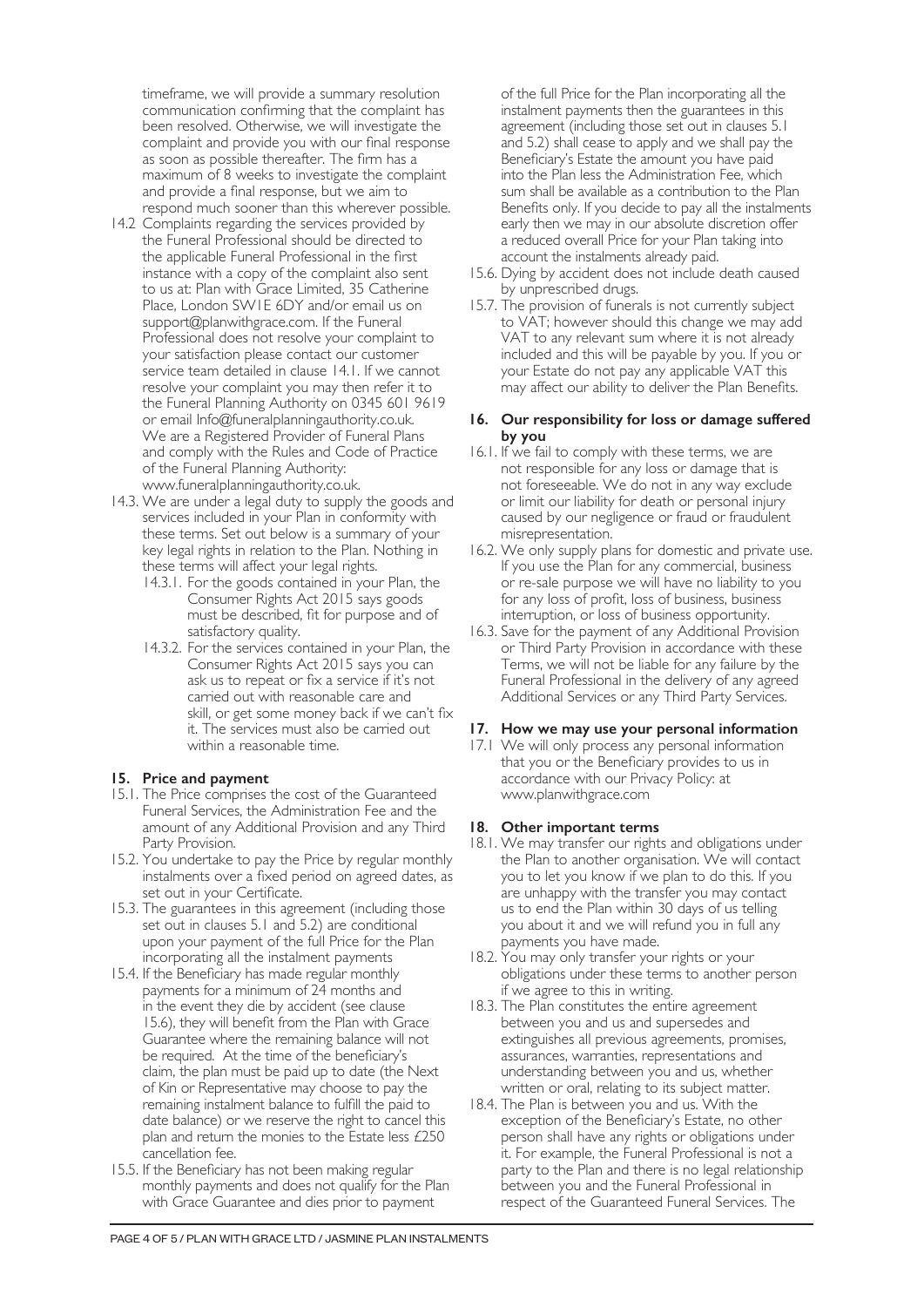timeframe, we will provide a summary resolution communication confirming that the complaint has been resolved. Otherwise, we will investigate the complaint and provide you with our final response as soon as possible thereafter. The firm has a maximum of 8 weeks to investigate the complaint and provide a final response, but we aim to respond much sooner than this wherever possible.

14.2 Complaints regarding the services provided by the Funeral Professional should be directed to the applicable Funeral Professional in the first instance with a copy of the complaint also sent to us at: Plan with Grace Limited, 35 Catherine Place, London SW1E 6DY and/or email us on support@planwithgrace.com. If the Funeral Professional does not resolve your complaint to your satisfaction please contact our customer service team detailed in clause 14.1. If we cannot resolve your complaint you may then refer it to the Funeral Planning Authority on 0345 601 9619 or email Info@funeralplanningauthority.co.uk. We are a Registered Provider of Funeral Plans and comply with the Rules and Code of Practice of the Funeral Planning Authority: www.funeralplanningauthority.co.uk.

14.3. We are under a legal duty to supply the goods and services included in your Plan in conformity with these terms. Set out below is a summary of your key legal rights in relation to the Plan. Nothing in these terms will affect your legal rights.

- 14.3.1. For the goods contained in your Plan, the Consumer Rights Act 2015 says goods must be described, fit for purpose and of satisfactory quality.
- 14.3.2. For the services contained in your Plan, the Consumer Rights Act 2015 says you can ask us to repeat or fix a service if it's not carried out with reasonable care and skill, or get some money back if we can't fix it. The services must also be carried out within a reasonable time.

### 15. Price and payment

15.1. The Price comprises the cost of the Guaranteed Funeral Services, the Administration Fee and the amount of any Additional Provision and any Third Party Provision.

15.2. You undertake to pay the Price by regular monthly instalments over a fixed period on agreed dates, as set out in your Certificate.

15.3. The guarantees in this agreement (including those set out in clauses 5.1 and 5.2) are conditional upon your payment of the full Price for the Plan incorporating all the instalment payments

15.4. If the Beneficiary has made regular monthly payments for a minimum of 24 months and in the event they die by accident (see clause 15.6), they will benefit from the Plan with Grace Guarantee where the remaining balance will not be required. At the time of the beneficiary's claim, the plan must be paid up to date (the Next of Kin or Representative may choose to pay the remaining instalment balance to fulfill the paid to date balance) or we reserve the right to cancel this plan and return the monies to the Estate less £250 cancellation fee.

15.5. If the Beneficiary has not been making regular monthly payments and does not qualify for the Plan with Grace Guarantee and dies prior to payment of the full Price for the Plan incorporating all the instalment payments then the guarantees in this agreement (including those set out in clauses 5.1 and 5.2) shall cease to apply and we shall pay the Beneficiary's Estate the amount you have paid into the Plan less the Administration Fee, which sum shall be available as a contribution to the Plan Benefits only. If you decide to pay all the instalments early then we may in our absolute discretion offer a reduced overall Price for your Plan taking into account the instalments already paid.

15.6. Dying by accident does not include death caused by unprescribed drugs.

15.7. The provision of funerals is not currently subject to VAT; however should this change we may add VAT to any relevant sum where it is not already included and this will be payable by you. If you or your Estate do not pay any applicable VAT this may affect our ability to deliver the Plan Benefits.

### 16. Our responsibility for loss or damage suffered by you

16.1. If we fail to comply with these terms, we are not responsible for any loss or damage that is not foreseeable. We do not in any way exclude or limit our liability for death or personal injury caused by our negligence or fraud or fraudulent misrepresentation.

16.2. We only supply plans for domestic and private use. If you use the Plan for any commercial, business or re-sale purpose we will have no liability to you for any loss of profit, loss of business, business interruption, or loss of business opportunity.

16.3. Save for the payment of any Additional Provision or Third Party Provision in accordance with these Terms, we will not be liable for any failure by the Funeral Professional in the delivery of any agreed Additional Services or any Third Party Services.

### 17. How we may use your personal information

17.1 We will only process any personal information that you or the Beneficiary provides to us in accordance with our Privacy Policy: at www.planwithgrace.com

### 18. Other important terms

18.1. We may transfer our rights and obligations under the Plan to another organisation. We will contact you to let you know if we plan to do this. If you are unhappy with the transfer you may contact us to end the Plan within 30 days of us telling you about it and we will refund you in full any payments you have made.

18.2. You may only transfer your rights or your obligations under these terms to another person if we agree to this in writing.

18.3. The Plan constitutes the entire agreement between you and us and supersedes and extinguishes all previous agreements, promises, assurances, warranties, representations and understanding between you and us, whether written or oral, relating to its subject matter.

18.4. The Plan is between you and us. With the exception of the Beneficiary's Estate, no other person shall have any rights or obligations under it. For example, the Funeral Professional is not a party to the Plan and there is no legal relationship between you and the Funeral Professional in respect of the Guaranteed Funeral Services. The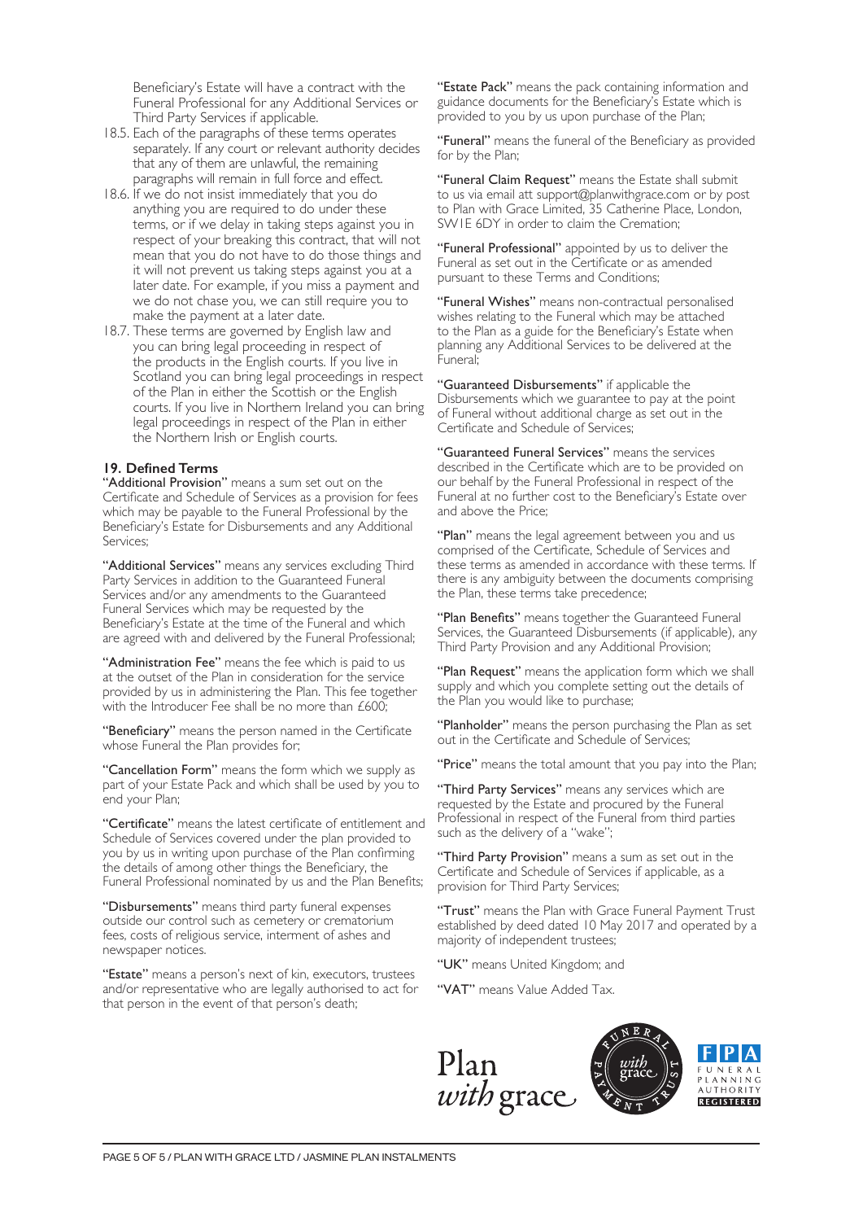Beneficiary's Estate will have a contract with the Funeral Professional for any Additional Services or Third Party Services if applicable.

18.5. Each of the paragraphs of these terms operates separately. If any court or relevant authority decides that any of them are unlawful, the remaining paragraphs will remain in full force and effect.

18.6. If we do not insist immediately that you do anything you are required to do under these terms, or if we delay in taking steps against you in respect of your breaking this contract, that will not mean that you do not have to do those things and it will not prevent us taking steps against you at a later date. For example, if you miss a payment and we do not chase you, we can still require you to make the payment at a later date.

18.7. These terms are governed by English law and you can bring legal proceeding in respect of the products in the English courts. If you live in Scotland you can bring legal proceedings in respect of the Plan in either the Scottish or the English courts. If you live in Northern Ireland you can bring legal proceedings in respect of the Plan in either the Northern Irish or English courts.

## 19. Defined Terms

**"Additional Provision"** means a sum set out on the Certificate and Schedule of Services as a provision for fees which may be payable to the Funeral Professional by the Beneficiary's Estate for Disbursements and any Additional Services;

**"Additional Services"** means any services excluding Third Party Services in addition to the Guaranteed Funeral Services and/or any amendments to the Guaranteed Funeral Services which may be requested by the Beneficiary's Estate at the time of the Funeral and which are agreed with and delivered by the Funeral Professional;

**"Administration Fee"** means the fee which is paid to us at the outset of the Plan in consideration for the service provided by us in administering the Plan. This fee together with the Introducer Fee shall be no more than £600;

**"Beneficiary"** means the person named in the Certificate whose Funeral the Plan provides for;

**"Cancellation Form"** means the form which we supply as part of your Estate Pack and which shall be used by you to end your Plan;

**"Certificate"** means the latest certificate of entitlement and Schedule of Services covered under the plan provided to you by us in writing upon purchase of the Plan confirming the details of among other things the Beneficiary, the Funeral Professional nominated by us and the Plan Benefits;

**"Disbursements"** means third party funeral expenses outside our control such as cemetery or crematorium fees, costs of religious service, interment of ashes and newspaper notices.

**"Estate"** means a person's next of kin, executors, trustees and/or representative who are legally authorised to act for that person in the event of that person's death;

**"Estate Pack"** means the pack containing information and guidance documents for the Beneficiary's Estate which is provided to you by us upon purchase of the Plan;

**"Funeral"** means the funeral of the Beneficiary as provided for by the Plan;

**"Funeral Claim Request"** means the Estate shall submit to us via email att support@planwithgrace.com or by post to Plan with Grace Limited, 35 Catherine Place, London, SW1E 6DY in order to claim the Cremation;

**"Funeral Professional"** appointed by us to deliver the Funeral as set out in the Certificate or as amended pursuant to these Terms and Conditions;

**"Funeral Wishes"** means non-contractual personalised wishes relating to the Funeral which may be attached to the Plan as a guide for the Beneficiary's Estate when planning any Additional Services to be delivered at the Funeral;

**"Guaranteed Disbursements"** if applicable the Disbursements which we guarantee to pay at the point of Funeral without additional charge as set out in the Certificate and Schedule of Services;

**"Guaranteed Funeral Services"** means the services described in the Certificate which are to be provided on our behalf by the Funeral Professional in respect of the Funeral at no further cost to the Beneficiary's Estate over and above the Price;

**"Plan"** means the legal agreement between you and us comprised of the Certificate, Schedule of Services and these terms as amended in accordance with these terms. If there is any ambiguity between the documents comprising the Plan, these terms take precedence;

**"Plan Benefits"** means together the Guaranteed Funeral Services, the Guaranteed Disbursements (if applicable), any Third Party Provision and any Additional Provision;

**"Plan Request"** means the application form which we shall supply and which you complete setting out the details of the Plan you would like to purchase;

**"Planholder"** means the person purchasing the Plan as set out in the Certificate and Schedule of Services;

**"Price"** means the total amount that you pay into the Plan;

**"Third Party Services"** means any services which are requested by the Estate and procured by the Funeral Professional in respect of the Funeral from third parties such as the delivery of a "wake";

**"Third Party Provision"** means a sum as set out in the Certificate and Schedule of Services if applicable, as a provision for Third Party Services;

**"Trust"** means the Plan with Grace Funeral Payment Trust established by deed dated 10 May 2017 and operated by a majority of independent trustees;

**"UK"** means United Kingdom; and

**"VAT"** means Value Added Tax.